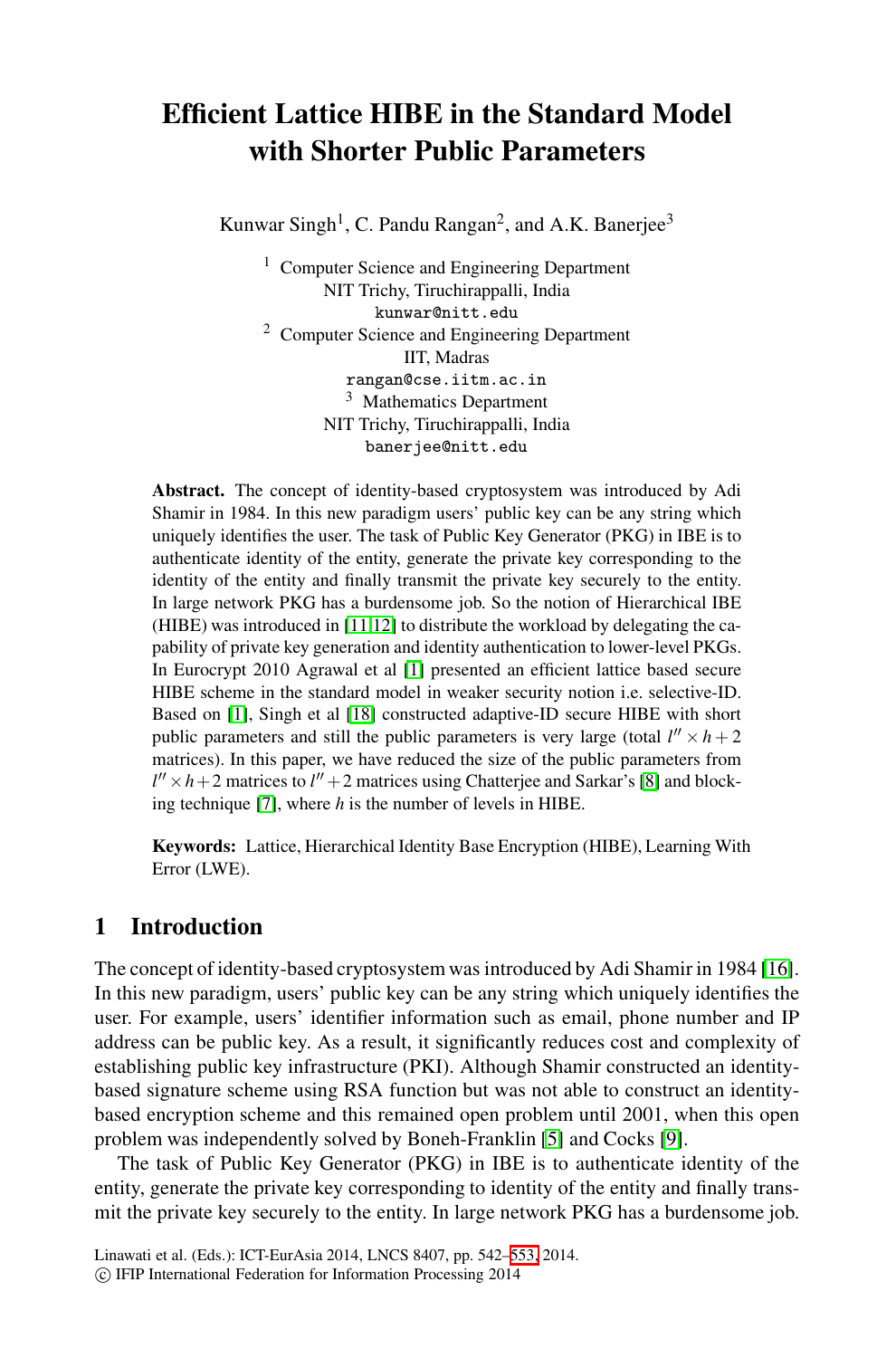# Efficient Lattice HIBE in the Standard Model with Shorter Public Parameters

Kunwar Singh[1], C. Pandu Rangan[2], and A.K. Banerjee[3]

[1] Computer Science and Engineering Department
NIT Trichy, Tiruchirappalli, India
kunwar@nitt.edu

[2] Computer Science and Engineering Department
IIT, Madras
rangan@cse.iitm.ac.in

[3] Mathematics Department
NIT Trichy, Tiruchirappalli, India
banerjee@nitt.edu

**Abstract.** The concept of identity-based cryptosystem was introduced by Adi Shamir in 1984. In this new paradigm users' public key can be any string which uniquely identifies the user. The task of Public Key Generator (PKG) in IBE is to authenticate identity of the entity, generate the private key corresponding to the identity of the entity and finally transmit the private key securely to the entity. In large network PKG has a burdensome job. So the notion of Hierarchical IBE (HIBE) was introduced in [11,12] to distribute the workload by delegating the capability of private key generation and identity authentication to lower-level PKGs. In Eurocrypt 2010 Agrawal et al [1] presented an efficient lattice based secure HIBE scheme in the standard model in weaker security notion i.e. selective-ID. Based on [1], Singh et al [18] constructed adaptive-ID secure HIBE with short public parameters and still the public parameters is very large (total $l'' \times h + 2$ matrices). In this paper, we have reduced the size of the public parameters from $l'' \times h + 2$ matrices to $l'' + 2$ matrices using Chatterjee and Sarkar's [8] and blocking technique [7], where $h$ is the number of levels in HIBE.

**Keywords:** Lattice, Hierarchical Identity Base Encryption (HIBE), Learning With Error (LWE).

## 1 Introduction

The concept of identity-based cryptosystem was introduced by Adi Shamir in 1984 [16]. In this new paradigm, users' public key can be any string which uniquely identifies the user. For example, users' identifier information such as email, phone number and IP address can be public key. As a result, it significantly reduces cost and complexity of establishing public key infrastructure (PKI). Although Shamir constructed an identity-based signature scheme using RSA function but was not able to construct an identity-based encryption scheme and this remained open problem until 2001, when this open problem was independently solved by Boneh-Franklin [5] and Cocks [9].

The task of Public Key Generator (PKG) in IBE is to authenticate identity of the entity, generate the private key corresponding to identity of the entity and finally transmit the private key securely to the entity. In large network PKG has a burdensome job.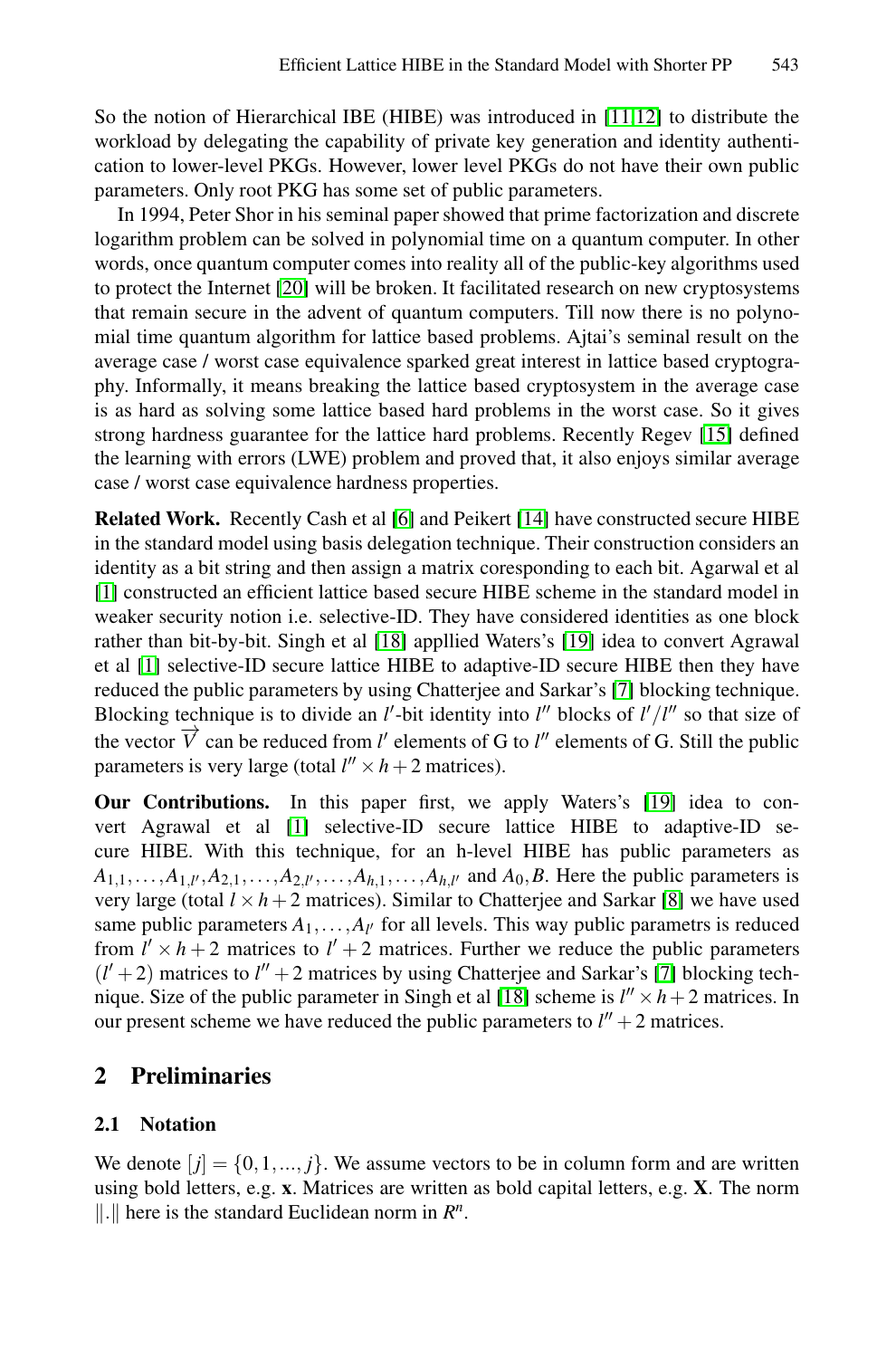So the notion of Hierarchical IBE (HIBE) was introduced in [11,12] to distribute the workload by delegating the capability of private key generation and identity authentication to lower-level PKGs. However, lower level PKGs do not have their own public parameters. Only root PKG has some set of public parameters.

In 1994, Peter Shor in his seminal paper showed that prime factorization and discrete logarithm problem can be solved in polynomial time on a quantum computer. In other words, once quantum computer comes into reality all of the public-key algorithms used to protect the Internet [20] will be broken. It facilitated research on new cryptosystems that remain secure in the advent of quantum computers. Till now there is no polynomial time quantum algorithm for lattice based problems. Ajtai's seminal result on the average case / worst case equivalence sparked great interest in lattice based cryptography. Informally, it means breaking the lattice based cryptosystem in the average case is as hard as solving some lattice based hard problems in the worst case. So it gives strong hardness guarantee for the lattice hard problems. Recently Regev [15] defined the learning with errors (LWE) problem and proved that, it also enjoys similar average case / worst case equivalence hardness properties.

**Related Work.** Recently Cash et al [6] and Peikert [14] have constructed secure HIBE in the standard model using basis delegation technique. Their construction considers an identity as a bit string and then assign a matrix coresponding to each bit. Agarwal et al [1] constructed an efficient lattice based secure HIBE scheme in the standard model in weaker security notion i.e. selective-ID. They have considered identities as one block rather than bit-by-bit. Singh et al [18] appllied Waters's [19] idea to convert Agrawal et al [1] selective-ID secure lattice HIBE to adaptive-ID secure HIBE then they have reduced the public parameters by using Chatterjee and Sarkar's [7] blocking technique. Blocking technique is to divide an $l'$-bit identity into $l''$ blocks of $l'/l''$ so that size of the vector $\overrightarrow{V}$ can be reduced from $l'$ elements of G to $l''$ elements of G. Still the public parameters is very large (total $l'' \times h + 2$ matrices).

**Our Contributions.** In this paper first, we apply Waters's [19] idea to convert Agrawal et al [1] selective-ID secure lattice HIBE to adaptive-ID secure HIBE. With this technique, for an h-level HIBE has public parameters as $A_{1,1}, \ldots, A_{1,l'}, A_{2,1}, \ldots, A_{2,l'}, \ldots, A_{h,1}, \ldots, A_{h,l'}$ and $A_0, B$. Here the public parameters is very large (total $l \times h + 2$ matrices). Similar to Chatterjee and Sarkar [8] we have used same public parameters $A_1, \ldots, A_{l'}$ for all levels. This way public parametrs is reduced from $l' \times h + 2$ matrices to $l' + 2$ matrices. Further we reduce the public parameters $(l' + 2)$ matrices to $l'' + 2$ matrices by using Chatterjee and Sarkar's [7] blocking technique. Size of the public parameter in Singh et al [18] scheme is $l'' \times h + 2$ matrices. In our present scheme we have reduced the public parameters to $l'' + 2$ matrices.

## 2 Preliminaries

### 2.1 Notation

We denote $[j] = \{0, 1, ..., j\}$. We assume vectors to be in column form and are written using bold letters, e.g. $\mathbf{x}$. Matrices are written as bold capital letters, e.g. $\mathbf{X}$. The norm $\|.\|$ here is the standard Euclidean norm in $R^n$.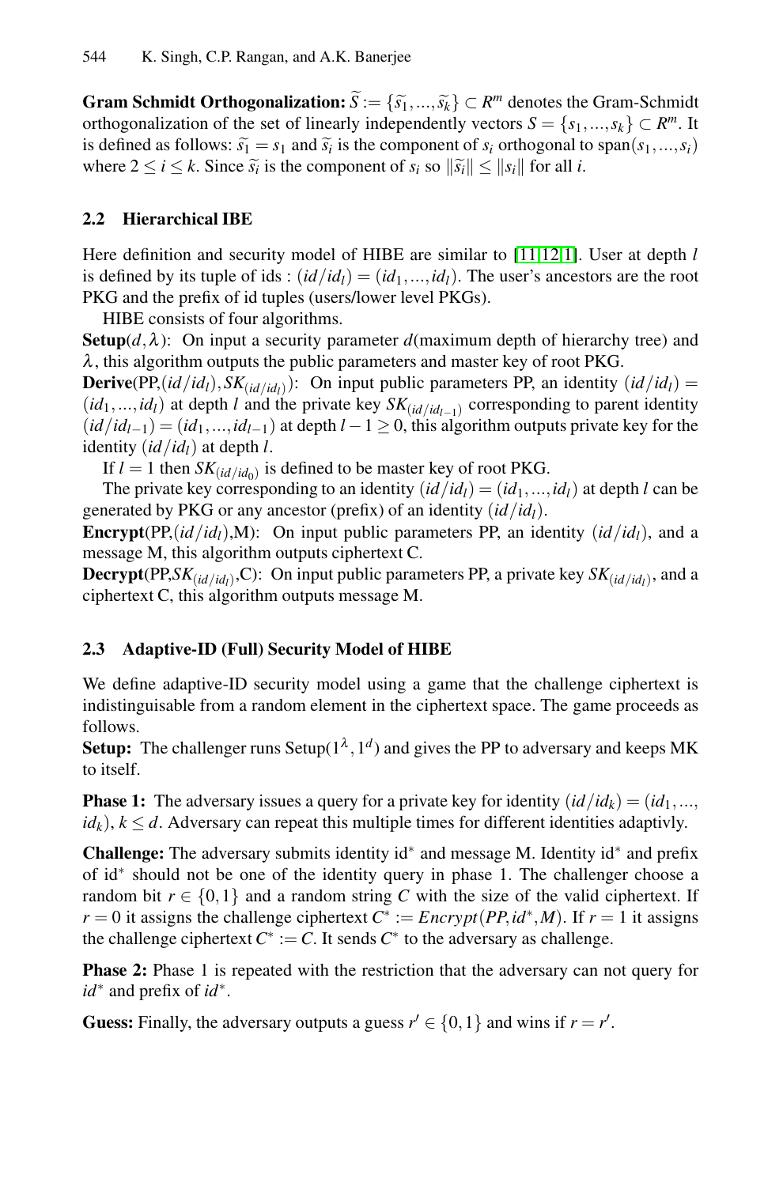**Gram Schmidt Orthogonalization:** $\widetilde{S} := \{\widetilde{s_1}, ..., \widetilde{s_k}\} \subset R^m$ denotes the Gram-Schmidt orthogonalization of the set of linearly independently vectors $S = \{s_1, ..., s_k\} \subset R^m$. It is defined as follows: $\widetilde{s_1} = s_1$ and $\widetilde{s_i}$ is the component of $s_i$ orthogonal to span$(s_1, ..., s_i)$ where $2 \leq i \leq k$. Since $\widetilde{s_i}$ is the component of $s_i$ so $\|\widetilde{s_i}\| \leq \|s_i\|$ for all $i$.

## 2.2 Hierarchical IBE

Here definition and security model of HIBE are similar to [11,12,1]. User at depth $l$ is defined by its tuple of ids : $(id/id_l) = (id_1, ..., id_l)$. The user's ancestors are the root PKG and the prefix of id tuples (users/lower level PKGs).

HIBE consists of four algorithms.

**Setup**$(d, \lambda)$: On input a security parameter $d$(maximum depth of hierarchy tree) and $\lambda$, this algorithm outputs the public parameters and master key of root PKG.

**Derive**(PP,$(id/id_l), SK_{(id/id_l)}$): On input public parameters PP, an identity $(id/id_l) = (id_1, ..., id_l)$ at depth $l$ and the private key $SK_{(id/id_{l-1})}$ corresponding to parent identity $(id/id_{l-1}) = (id_1, ..., id_{l-1})$ at depth $l-1 \geq 0$, this algorithm outputs private key for the identity $(id/id_l)$ at depth $l$.

If $l = 1$ then $SK_{(id/id_0)}$ is defined to be master key of root PKG.

The private key corresponding to an identity $(id/id_l) = (id_1, ..., id_l)$ at depth $l$ can be generated by PKG or any ancestor (prefix) of an identity $(id/id_l)$.

**Encrypt**(PP,$(id/id_l)$,M): On input public parameters PP, an identity $(id/id_l)$, and a message M, this algorithm outputs ciphertext C.

**Decrypt**(PP,$SK_{(id/id_l)}$,C): On input public parameters PP, a private key $SK_{(id/id_l)}$, and a ciphertext C, this algorithm outputs message M.

## 2.3 Adaptive-ID (Full) Security Model of HIBE

We define adaptive-ID security model using a game that the challenge ciphertext is indistinguisable from a random element in the ciphertext space. The game proceeds as follows.

**Setup:** The challenger runs Setup$(1^\lambda, 1^d)$ and gives the PP to adversary and keeps MK to itself.

**Phase 1:** The adversary issues a query for a private key for identity $(id/id_k) = (id_1, ..., id_k)$, $k \leq d$. Adversary can repeat this multiple times for different identities adaptivly.

**Challenge:** The adversary submits identity id$^*$ and message M. Identity id$^*$ and prefix of id$^*$ should not be one of the identity query in phase 1. The challenger choose a random bit $r \in \{0, 1\}$ and a random string $C$ with the size of the valid ciphertext. If $r = 0$ it assigns the challenge ciphertext $C^* := Encrypt(PP, id^*, M)$. If $r = 1$ it assigns the challenge ciphertext $C^* := C$. It sends $C^*$ to the adversary as challenge.

**Phase 2:** Phase 1 is repeated with the restriction that the adversary can not query for $id^*$ and prefix of $id^*$.

**Guess:** Finally, the adversary outputs a guess $r' \in \{0, 1\}$ and wins if $r = r'$.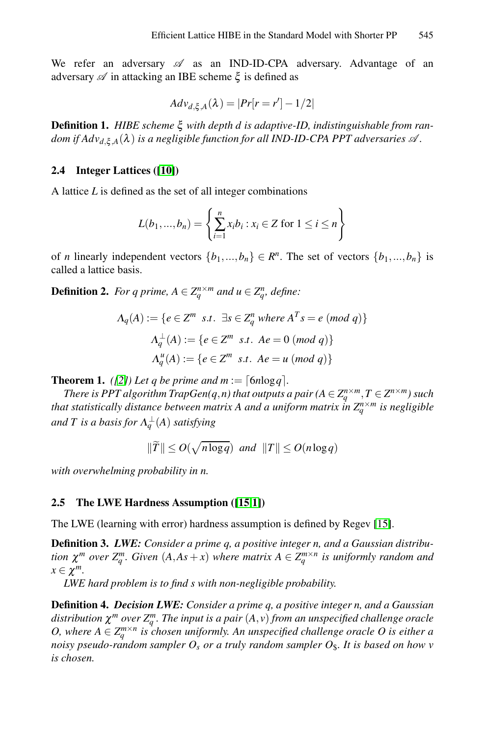We refer an adversary $\mathscr{A}$ as an IND-ID-CPA adversary. Advantage of an adversary $\mathscr{A}$ in attacking an IBE scheme $\xi$ is defined as

$$Adv_{d,\xi,A}(\lambda) = |Pr[r = r'] - 1/2|$$

**Definition 1.** *HIBE scheme $\xi$ with depth d is adaptive-ID, indistinguishable from random if $Adv_{d,\xi,A}(\lambda)$ is a negligible function for all IND-ID-CPA PPT adversaries $\mathscr{A}$.*

### 2.4 Integer Lattices ([10])

A lattice $L$ is defined as the set of all integer combinations

$$L(b_1,...,b_n) = \left\{ \sum_{i=1}^{n} x_i b_i : x_i \in Z \text{ for } 1 \leq i \leq n \right\}$$

of $n$ linearly independent vectors $\{b_1,...,b_n\} \in R^n$. The set of vectors $\{b_1,...,b_n\}$ is called a lattice basis.

**Definition 2.** *For q prime, $A \in Z_q^{n \times m}$ and $u \in Z_q^n$, define:*

$$\Lambda_q(A) := \{e \in Z^m \;\; s.t. \;\; \exists s \in Z_q^n \text{ where } A^T s = e \;(mod\; q)\}$$

$$\Lambda_q^{\perp}(A) := \{e \in Z^m \;\; s.t. \;\; Ae = 0 \;(mod\; q)\}$$

$$\Lambda_q^{u}(A) := \{e \in Z^m \;\; s.t. \;\; Ae = u \;(mod\; q)\}$$

**Theorem 1.** *([2]) Let q be prime and $m := \lceil 6n\log q \rceil$.*

*There is PPT algorithm TrapGen(q,n) that outputs a pair ($A \in Z_q^{n \times m}, T \in Z^{n \times m}$) such that statistically distance between matrix A and a uniform matrix in $Z_q^{n \times m}$ is negligible and T is a basis for $\Lambda_q^{\perp}(A)$ satisfying*

$$\|\widetilde{T}\| \leq O(\sqrt{n\log q}) \;\; \text{and} \;\; \|T\| \leq O(n\log q)$$

*with overwhelming probability in n.*

### 2.5 The LWE Hardness Assumption ([15,1])

The LWE (learning with error) hardness assumption is defined by Regev [15].

**Definition 3.** ***LWE:*** *Consider a prime q, a positive integer n, and a Gaussian distribution $\chi^m$ over $Z_q^m$. Given $(A, As + x)$ where matrix $A \in Z_q^{m \times n}$ is uniformly random and $x \in \chi^m$.*

*LWE hard problem is to find s with non-negligible probability.*

**Definition 4.** ***Decision LWE:*** *Consider a prime q, a positive integer n, and a Gaussian distribution $\chi^m$ over $Z_q^m$. The input is a pair $(A, v)$ from an unspecified challenge oracle O, where $A \in Z_q^{m \times n}$ is chosen uniformly. An unspecified challenge oracle O is either a noisy pseudo-random sampler $O_s$ or a truly random sampler $O_\$$. It is based on how v is chosen.*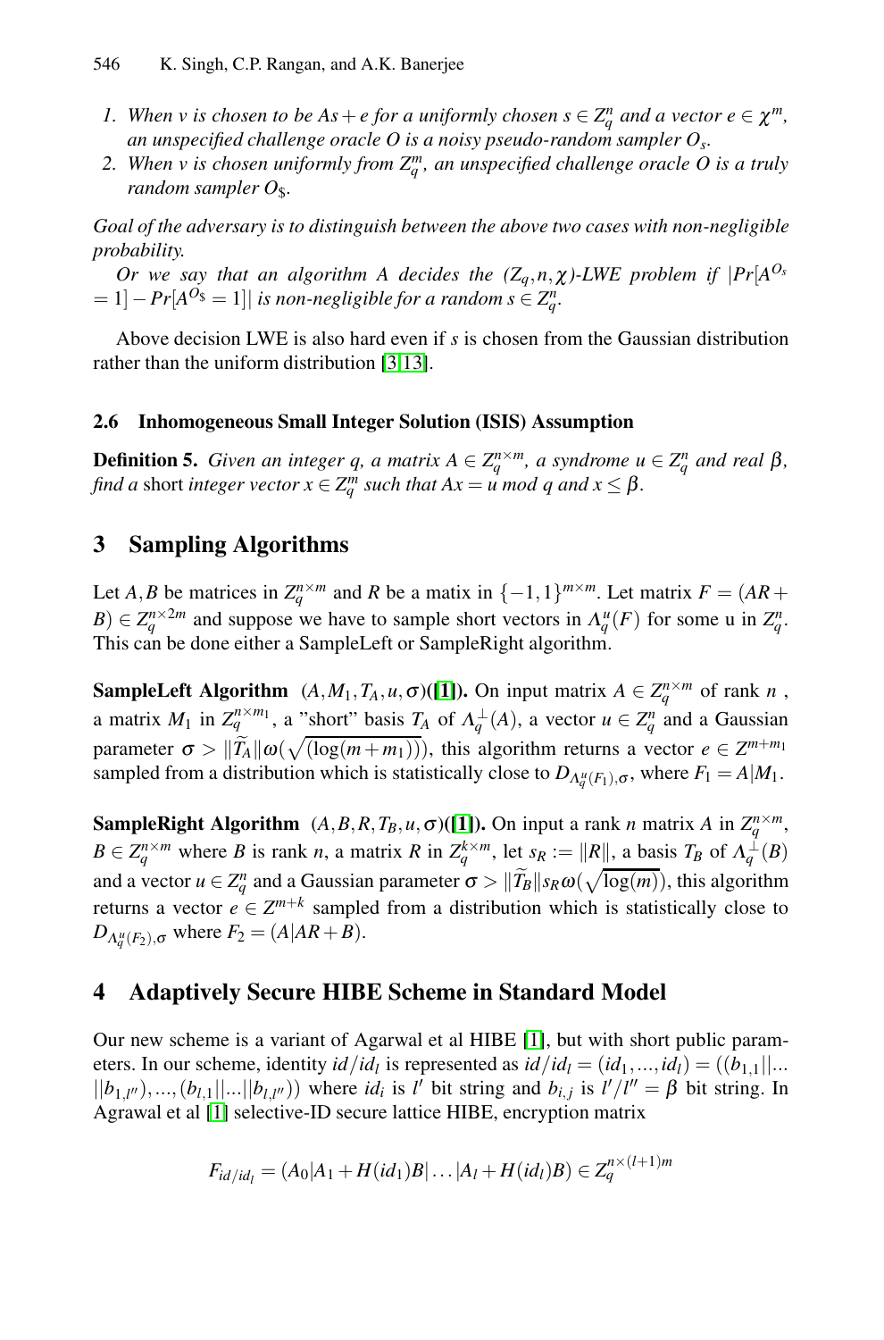1. *When $v$ is chosen to be $As+e$ for a uniformly chosen $s \in Z_q^n$ and a vector $e \in \chi^m$, an unspecified challenge oracle $O$ is a noisy pseudo-random sampler $O_s$.*
2. *When $v$ is chosen uniformly from $Z_q^m$, an unspecified challenge oracle $O$ is a truly random sampler $O_\$$.*

*Goal of the adversary is to distinguish between the above two cases with non-negligible probability.*

*Or we say that an algorithm A decides the $(Z_q, n, \chi)$-LWE problem if $|Pr[A^{O_s} = 1] - Pr[A^{O_\$} = 1]|$ is non-negligible for a random $s \in Z_q^n$.*

Above decision LWE is also hard even if $s$ is chosen from the Gaussian distribution rather than the uniform distribution [3,13].

### 2.6 Inhomogeneous Small Integer Solution (ISIS) Assumption

**Definition 5.** *Given an integer $q$, a matrix $A \in Z_q^{n\times m}$, a syndrome $u \in Z_q^n$ and real $\beta$, find a* short *integer vector $x \in Z_q^m$ such that $Ax = u \bmod q$ and $x \leq \beta$.*

## 3 Sampling Algorithms

Let $A, B$ be matrices in $Z_q^{n\times m}$ and $R$ be a matix in $\{-1,1\}^{m\times m}$. Let matrix $F = (AR + B) \in Z_q^{n\times 2m}$ and suppose we have to sample short vectors in $\Lambda_q^u(F)$ for some u in $Z_q^n$. This can be done either a SampleLeft or SampleRight algorithm.

**SampleLeft Algorithm** $(A, M_1, T_A, u, \sigma)$(**[1]**). On input matrix $A \in Z_q^{n\times m}$ of rank $n$ , a matrix $M_1$ in $Z_q^{n\times m_1}$, a "short" basis $T_A$ of $\Lambda_q^{\perp}(A)$, a vector $u \in Z_q^n$ and a Gaussian parameter $\sigma > \|\widetilde{T_A}\|\omega(\sqrt{(\log(m+m_1))})$, this algorithm returns a vector $e \in Z^{m+m_1}$ sampled from a distribution which is statistically close to $D_{\Lambda_q^u(F_1),\sigma}$, where $F_1 = A|M_1$.

**SampleRight Algorithm** $(A, B, R, T_B, u, \sigma)$(**[1]**). On input a rank $n$ matrix $A$ in $Z_q^{n\times m}$, $B \in Z_q^{n\times m}$ where $B$ is rank $n$, a matrix $R$ in $Z_q^{k\times m}$, let $s_R := \|R\|$, a basis $T_B$ of $\Lambda_q^{\perp}(B)$ and a vector $u \in Z_q^n$ and a Gaussian parameter $\sigma > \|\widetilde{T_B}\| s_R \omega(\sqrt{\log(m)})$, this algorithm returns a vector $e \in Z^{m+k}$ sampled from a distribution which is statistically close to $D_{\Lambda_q^u(F_2),\sigma}$ where $F_2 = (A|AR+B)$.

## 4 Adaptively Secure HIBE Scheme in Standard Model

Our new scheme is a variant of Agarwal et al HIBE [1], but with short public parameters. In our scheme, identity $id/id_l$ is represented as $id/id_l = (id_1, ..., id_l) = ((b_{1,1}||...||b_{1,l''}), ..., (b_{l,1}||...||b_{l,l''}))$ where $id_i$ is $l'$ bit string and $b_{i,j}$ is $l'/l'' = \beta$ bit string. In Agrawal et al [1] selective-ID secure lattice HIBE, encryption matrix

$$F_{id/id_l} = (A_0|A_1 + H(id_1)B|\dots|A_l + H(id_l)B) \in Z_q^{n\times(l+1)m}$$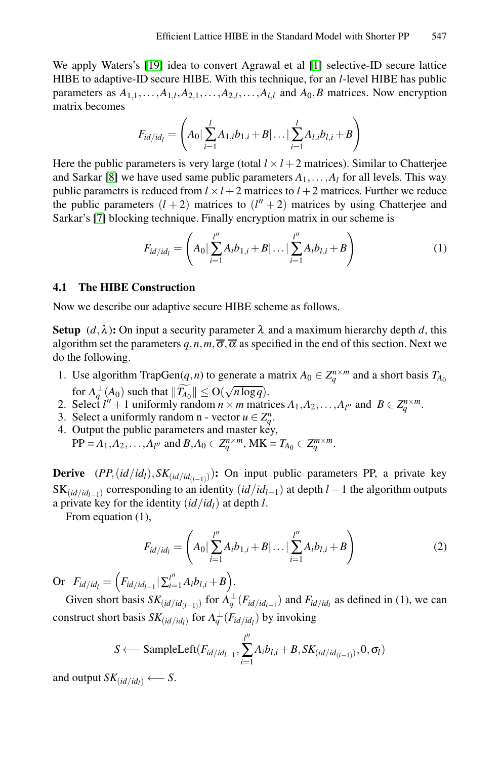We apply Waters's [19] idea to convert Agrawal et al [1] selective-ID secure lattice HIBE to adaptive-ID secure HIBE. With this technique, for an $l$-level HIBE has public parameters as $A_{1,1},\ldots,A_{1,l},A_{2,1},\ldots,A_{2,l},\ldots,A_{l,l}$ and $A_0,B$ matrices. Now encryption matrix becomes

$$F_{id/id_l} = \left(A_0 | \sum_{i=1}^{l} A_{1,i}b_{1,i} + B | \ldots | \sum_{i=1}^{l} A_{l,i}b_{l,i} + B\right)$$

Here the public parameters is very large (total $l \times l + 2$ matrices). Similar to Chatterjee and Sarkar [8] we have used same public parameters $A_1,\ldots,A_l$ for all levels. This way public parametrs is reduced from $l \times l + 2$ matrices to $l+2$ matrices. Further we reduce the public parameters $(l+2)$ matrices to $(l''+2)$ matrices by using Chatterjee and Sarkar's [7] blocking technique. Finally encryption matrix in our scheme is

$$F_{id/id_l} = \left(A_0 | \sum_{i=1}^{l''} A_i b_{1,i} + B | \ldots | \sum_{i=1}^{l''} A_i b_{l,i} + B\right) \tag{1}$$

### 4.1 The HIBE Construction

Now we describe our adaptive secure HIBE scheme as follows.

**Setup** $(d,\lambda)$**:** On input a security parameter $\lambda$ and a maximum hierarchy depth $d$, this algorithm set the parameters $q,n,m,\overline{\sigma},\overline{\alpha}$ as specified in the end of this section. Next we do the following.

1. Use algorithm TrapGen$(q,n)$ to generate a matrix $A_0 \in Z_q^{n\times m}$ and a short basis $T_{A_0}$ for $\Lambda_q^{\perp}(A_0)$ such that $\|\widetilde{T_{A_0}}\| \le O(\sqrt{n\log q})$.
2. Select $l''+1$ uniformly random $n \times m$ matrices $A_1,A_2,\ldots,A_{l''}$ and $B \in Z_q^{n\times m}$.
3. Select a uniformly random n - vector $u \in Z_q^n$.
4. Output the public parameters and master key,
   PP = $A_1,A_2,\ldots,A_{l''}$ and $B,A_0 \in Z_q^{n\times m}$, MK = $T_{A_0} \in Z_q^{m\times m}$.

**Derive** $(PP,(id/id_l),SK_{(id/id_{(l-1)})})$**:** On input public parameters PP, a private key $\text{SK}_{(id/id_{l-1})}$ corresponding to an identity $(id/id_{l-1})$ at depth $l-1$ the algorithm outputs a private key for the identity $(id/id_l)$ at depth $l$.

From equation (1),

$$F_{id/id_l} = \left(A_0 | \sum_{i=1}^{l''} A_i b_{1,i} + B | \ldots | \sum_{i=1}^{l''} A_i b_{l,i} + B\right) \tag{2}$$

Or $F_{id/id_l} = \left(F_{id/id_{l-1}} | \sum_{i=1}^{l''} A_i b_{l,i} + B\right)$.

Given short basis $SK_{(id/id_{(l-1)})}$ for $\Lambda_q^{\perp}(F_{id/id_{l-1}})$ and $F_{id/id_l}$ as defined in (1), we can construct short basis $SK_{(id/id_l)}$ for $\Lambda_q^{\perp}(F_{id/id_l})$ by invoking

$$S \longleftarrow \text{SampleLeft}(F_{id/id_{l-1}}, \sum_{i=1}^{l''} A_i b_{l,i} + B, SK_{(id/id_{(l-1)})}, 0, \sigma_l)$$

and output $SK_{(id/id_l)} \longleftarrow S$.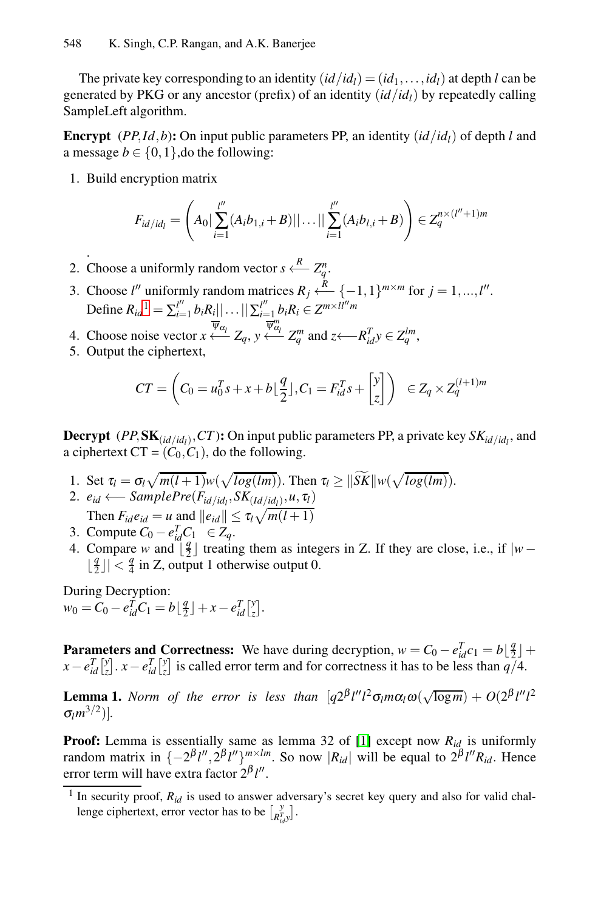The private key corresponding to an identity $(id/id_l) = (id_1, \ldots, id_l)$ at depth $l$ can be generated by PKG or any ancestor (prefix) of an identity $(id/id_l)$ by repeatedly calling SampleLeft algorithm.

**Encrypt** $(PP, Id, b)$**:** On input public parameters PP, an identity $(id/id_l)$ of depth $l$ and a message $b \in \{0,1\}$,do the following:

1. Build encryption matrix

$$F_{id/id_l} = \left( A_0 | \sum_{i=1}^{l''} (A_i b_{1,i} + B) || \ldots || \sum_{i=1}^{l''} (A_i b_{l,i} + B) \right) \in Z_q^{n \times (l''+1)m}$$

.

2. Choose a uniformly random vector $s \xleftarrow{R} Z_q^n$.
3. Choose $l''$ uniformly random matrices $R_j \xleftarrow{R} \{-1,1\}^{m \times m}$ for $j = 1, \ldots, l''$. Define $R_{id}$[1] $= \sum_{i=1}^{l''} b_i R_i || \ldots || \sum_{i=1}^{l''} b_i R_i \in Z^{m \times l l'' m}$
4. Choose noise vector $x \xleftarrow{\overline{\psi}_{\alpha_l}} Z_q$, $y \xleftarrow{\overline{\psi}_{\alpha_l}^m} Z_q^m$ and $z \longleftarrow R_{id}^T y \in Z_q^{lm}$,
5. Output the ciphertext,

$$CT = \left( C_0 = u_0^T s + x + b \lfloor \frac{q}{2} \rfloor, C_1 = F_{id}^T s + \begin{bmatrix} y \\ z \end{bmatrix} \right) \in Z_q \times Z_q^{(l+1)m}$$

**Decrypt** $(PP, \mathbf{SK}_{(id/id_l)}, CT)$**:** On input public parameters PP, a private key $SK_{id/id_l}$, and a ciphertext CT = $(C_0, C_1)$, do the following.

1. Set $\tau_l = \sigma_l \sqrt{m(l+1)} w(\sqrt{log(lm)})$. Then $\tau_l \geq \|\widetilde{SK}\| w(\sqrt{log(lm)})$.
2. $e_{id} \longleftarrow SamplePre(F_{id/id_l}, SK_{(Id/id_l)}, u, \tau_l)$
   Then $F_{id} e_{id} = u$ and $\|e_{id}\| \leq \tau_l \sqrt{m(l+1)}$
3. Compute $C_0 - e_{id}^T C_1 \in Z_q$.
4. Compare $w$ and $\lfloor \frac{q}{2} \rfloor$ treating them as integers in Z. If they are close, i.e., if $|w - \lfloor \frac{q}{2} \rfloor| < \frac{q}{4}$ in Z, output 1 otherwise output 0.

During Decryption:
$w_0 = C_0 - e_{id}^T C_1 = b \lfloor \frac{q}{2} \rfloor + x - e_{id}^T \left[ \begin{smallmatrix} y \\ z \end{smallmatrix} \right]$.

**Parameters and Correctness:** We have during decryption, $w = C_0 - e_{id}^T c_1 = b \lfloor \frac{q}{2} \rfloor + x - e_{id}^T \left[ \begin{smallmatrix} y \\ z \end{smallmatrix} \right]$. $x - e_{id}^T \left[ \begin{smallmatrix} y \\ z \end{smallmatrix} \right]$ is called error term and for correctness it has to be less than $q/4$.

**Lemma 1.** *Norm of the error is less than* $[q 2^\beta l'' l^2 \sigma_l m \alpha_l \omega(\sqrt{\log m}) + O(2^\beta l'' l^2 \sigma_l m^{3/2})]$.

**Proof:** Lemma is essentially same as lemma 32 of [1] except now $R_{id}$ is uniformly random matrix in $\{-2^\beta l'', 2^\beta l''\}^{m \times lm}$. So now $|R_{id}|$ will be equal to $2^\beta l'' R_{id}$. Hence error term will have extra factor $2^\beta l''$.

[1] In security proof, $R_{id}$ is used to answer adversary's secret key query and also for valid challenge ciphertext, error vector has to be $\left[ \begin{smallmatrix} y \\ R_{id}^T y \end{smallmatrix} \right]$.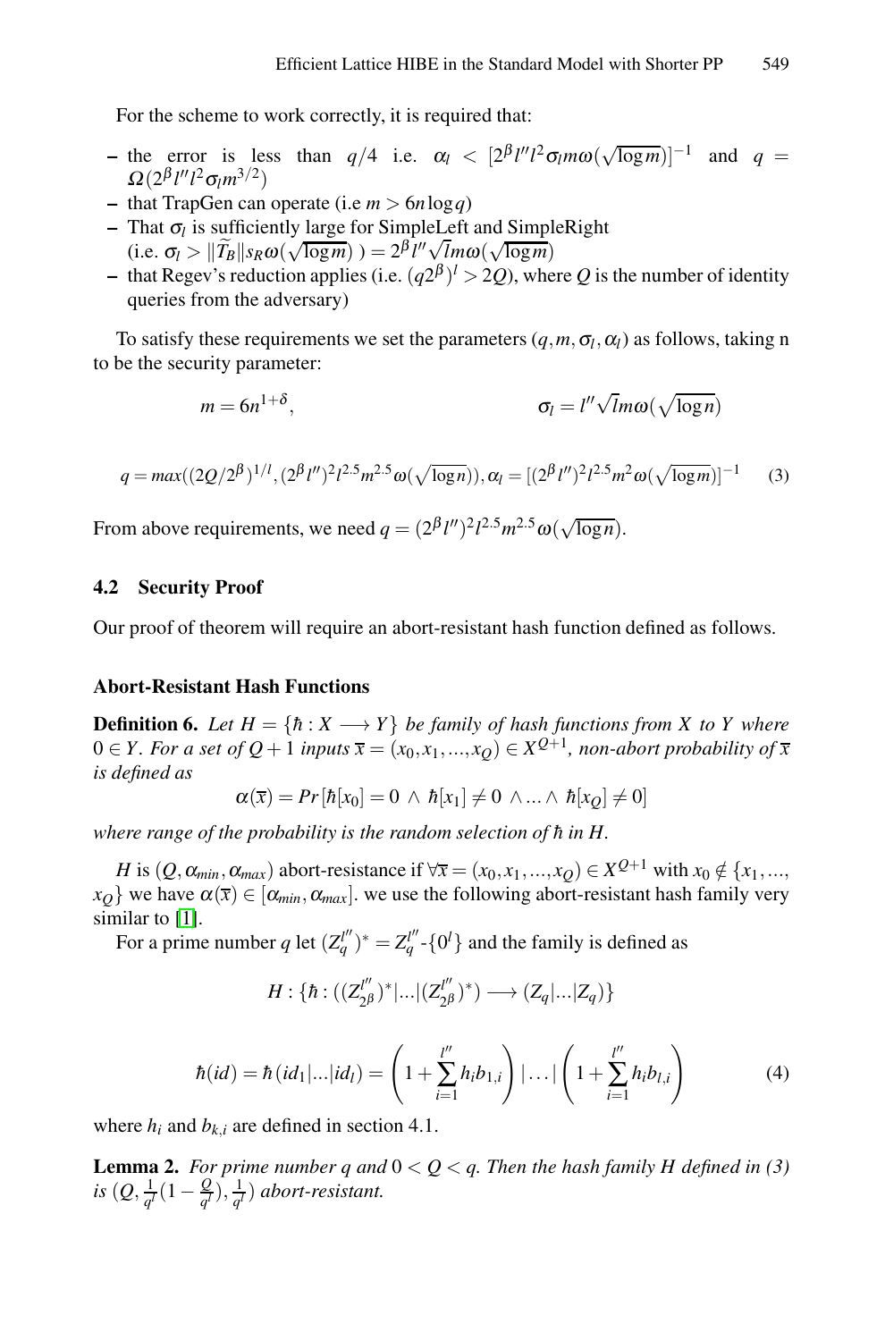For the scheme to work correctly, it is required that:

- the error is less than $q/4$ i.e. $\alpha_l < [2^{\beta} l'' l^2 \sigma_l m \omega(\sqrt{\log m})]^{-1}$ and $q = \Omega(2^{\beta} l'' l^2 \sigma_l m^{3/2})$
- that TrapGen can operate (i.e $m > 6n \log q$)
- That $\sigma_l$ is sufficiently large for SimpleLeft and SimpleRight (i.e. $\sigma_l > \|\widetilde{T_B}\| s_R \omega(\sqrt{\log m})\ ) = 2^{\beta} l'' \sqrt{l} m \omega(\sqrt{\log m})$)
- that Regev's reduction applies (i.e. $(q 2^{\beta})^l > 2Q$), where $Q$ is the number of identity queries from the adversary)

To satisfy these requirements we set the parameters $(q, m, \sigma_l, \alpha_l)$ as follows, taking n to be the security parameter:

$$m = 6n^{1+\delta}, \qquad \sigma_l = l'' \sqrt{l} m \omega(\sqrt{\log n})$$

$$q = max((2Q/2^{\beta})^{1/l}, (2^{\beta} l'')^2 l^{2.5} m^{2.5} \omega(\sqrt{\log n})), \alpha_l = [(2^{\beta} l'')^2 l^{2.5} m^2 \omega(\sqrt{\log m})]^{-1} \tag{3}$$

From above requirements, we need $q = (2^{\beta} l'')^2 l^{2.5} m^{2.5} \omega(\sqrt{\log n})$.

### 4.2 Security Proof

Our proof of theorem will require an abort-resistant hash function defined as follows.

**Abort-Resistant Hash Functions**

**Definition 6.** *Let $H = \{\hbar : X \longrightarrow Y\}$ be family of hash functions from $X$ to $Y$ where $0 \in Y$. For a set of $Q+1$ inputs $\overline{x} = (x_0, x_1, ..., x_Q) \in X^{Q+1}$, non-abort probability of $\overline{x}$ is defined as*

$$\alpha(\overline{x}) = Pr[\hbar[x_0] = 0 \ \wedge \ \hbar[x_1] \neq 0 \ \wedge ... \wedge \ \hbar[x_Q] \neq 0]$$

*where range of the probability is the random selection of $\hbar$ in $H$.*

$H$ is $(Q, \alpha_{min}, \alpha_{max})$ abort-resistance if $\forall \overline{x} = (x_0, x_1, ..., x_Q) \in X^{Q+1}$ with $x_0 \notin \{x_1, ..., x_Q\}$ we have $\alpha(\overline{x}) \in [\alpha_{min}, \alpha_{max}]$. we use the following abort-resistant hash family very similar to [1].

For a prime number $q$ let $(Z_q^{l''})^* = Z_q^{l''}$-$\{0^l\}$ and the family is defined as

$$H : \{\hbar : ((Z_{2^{\beta}}^{l''})^* | ... | (Z_{2^{\beta}}^{l''})^*) \longrightarrow (Z_q | ... | Z_q)\}$$

$$\hbar(id) = \hbar(id_1 | ... | id_l) = \left(1 + \sum_{i=1}^{l''} h_i b_{1,i}\right) | \ldots | \left(1 + \sum_{i=1}^{l''} h_i b_{l,i}\right) \tag{4}$$

where $h_i$ and $b_{k,i}$ are defined in section 4.1.

**Lemma 2.** *For prime number $q$ and $0 < Q < q$. Then the hash family $H$ defined in (3) is $(Q, \frac{1}{q^l}(1 - \frac{Q}{q^l}), \frac{1}{q^l})$ abort-resistant.*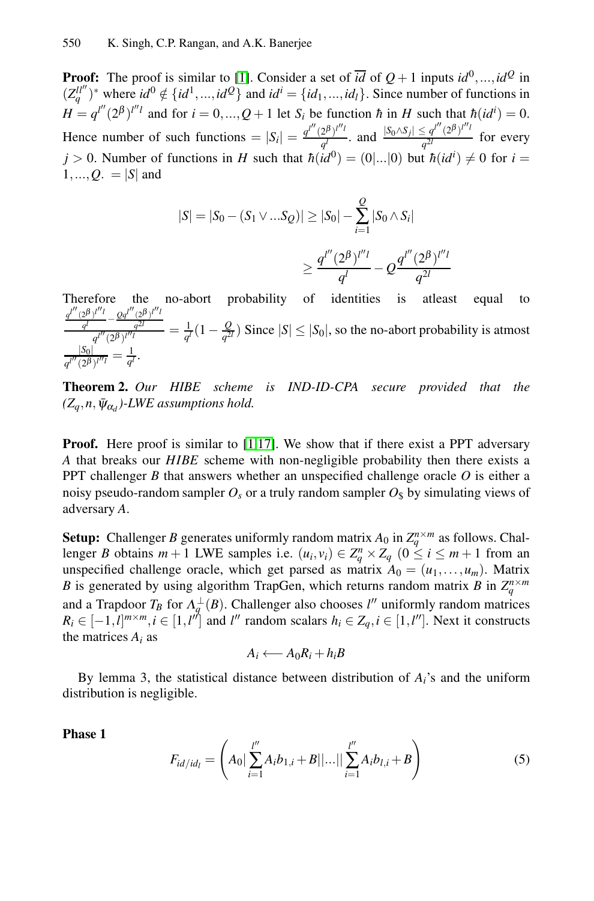**Proof:** The proof is similar to [1]. Consider a set of $\overline{id}$ of $Q+1$ inputs $id^0,...,id^Q$ in $(Z_q^{ll''})^*$ where $id^0 \notin \{id^1,...,id^Q\}$ and $id^i = \{id_1,...,id_l\}$. Since number of functions in $H = q^{l''}(2^\beta)^{l''l}$ and for $i = 0,...,Q+1$ let $S_i$ be function $\hbar$ in $H$ such that $\hbar(id^i) = 0$. Hence number of such functions $= |S_i| = \frac{q^{l''}(2^\beta)^{l''l}}{q^l}$. and $\frac{|S_0 \wedge S_j| \le q^{l''}(2^\beta)^{l''l}}{q^{2l}}$ for every $j > 0$. Number of functions in $H$ such that $\hbar(id^0) = (0|...|0)$ but $\hbar(id^i) \neq 0$ for $i = 1,...,Q$. $= |S|$ and

$$|S| = |S_0 - (S_1 \vee ... S_Q)| \ge |S_0| - \sum_{i=1}^{Q} |S_0 \wedge S_i|$$

$$\ge \frac{q^{l''}(2^\beta)^{l''l}}{q^l} - Q\frac{q^{l''}(2^\beta)^{l''l}}{q^{2l}}$$

Therefore the no-abort probability of identities is atleast equal to $\frac{\frac{q^{l''}(2^\beta)^{l''l}}{q^l} - \frac{Qq^{l''}(2^\beta)^{l''l}}{q^{2l}}}{q^{l''}(2^\beta)^{l''l}} = \frac{1}{q^l}(1 - \frac{Q}{q^{2l}})$ Since $|S| \le |S_0|$, so the no-abort probability is atmost $\frac{|S_0|}{q^{l''}(2^\beta)^{l''l}} = \frac{1}{q^l}$.

**Theorem 2.** *Our HIBE scheme is IND-ID-CPA secure provided that the $(Z_q, n, \bar{\psi}_{\alpha_d})$-LWE assumptions hold.*

**Proof.** Here proof is similar to [1,17]. We show that if there exist a PPT adversary $A$ that breaks our *HIBE* scheme with non-negligible probability then there exists a PPT challenger $B$ that answers whether an unspecified challenge oracle $O$ is either a noisy pseudo-random sampler $O_s$ or a truly random sampler $O_\$$ by simulating views of adversary $A$.

**Setup:** Challenger $B$ generates uniformly random matrix $A_0$ in $Z_q^{n\times m}$ as follows. Challenger $B$ obtains $m+1$ LWE samples i.e. $(u_i, v_i) \in Z_q^n \times Z_q$ $(0 \le i \le m+1$ from an unspecified challenge oracle, which get parsed as matrix $A_0 = (u_1,\dots,u_m)$. Matrix $B$ is generated by using algorithm TrapGen, which returns random matrix $B$ in $Z_q^{n\times m}$ and a Trapdoor $T_B$ for $\Lambda_q^\perp(B)$. Challenger also chooses $l''$ uniformly random matrices $R_i \in [-1,l]^{m\times m}, i \in [1,l'']$ and $l''$ random scalars $h_i \in Z_q, i \in [1,l'']$. Next it constructs the matrices $A_i$ as

$$A_i \longleftarrow A_0 R_i + h_i B$$

By lemma 3, the statistical distance between distribution of $A_i$'s and the uniform distribution is negligible.

**Phase 1**

$$F_{id/id_l} = \left(A_0 | \sum_{i=1}^{l''} A_i b_{1,i} + B || ... || \sum_{i=1}^{l''} A_i b_{l,i} + B\right) \tag{5}$$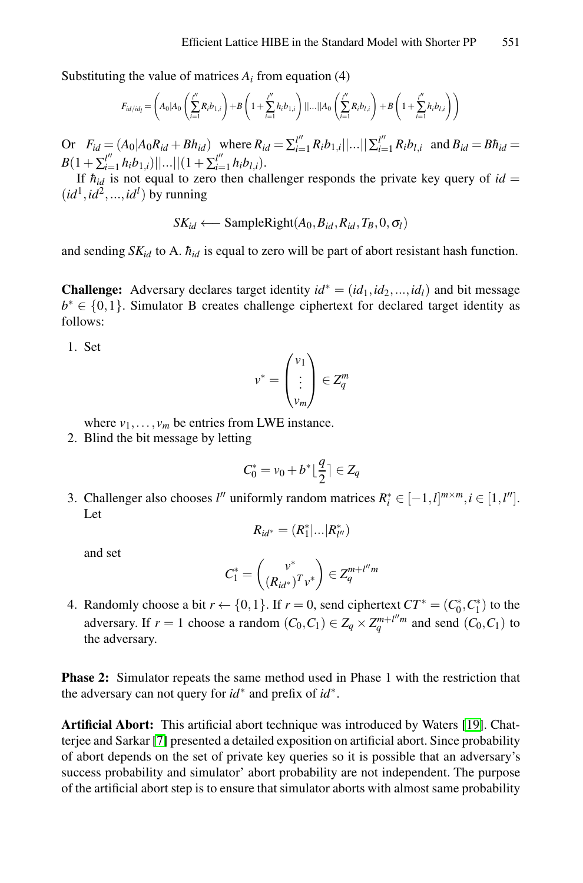Substituting the value of matrices $A_i$ from equation (4)

$$F_{id/id_l} = \left( A_0 | A_0 \left( \sum_{i=1}^{l''} R_i b_{1,i} \right) + B \left( 1 + \sum_{i=1}^{l''} h_i b_{1,i} \right) || ... || A_0 \left( \sum_{i=1}^{l''} R_i b_{l,i} \right) + B \left( 1 + \sum_{i=1}^{l''} h_i b_{l,i} \right) \right)$$

Or $F_{id} = (A_0 | A_0 R_{id} + B h_{id})$ where $R_{id} = \sum_{i=1}^{l''} R_i b_{1,i} || ... || \sum_{i=1}^{l''} R_i b_{l,i}$ and $B_{id} = B \hbar_{id} = B(1 + \sum_{i=1}^{l''} h_i b_{1,i}) || ... || (1 + \sum_{i=1}^{l''} h_i b_{l,i})$.

If $\hbar_{id}$ is not equal to zero then challenger responds the private key query of $id = (id^1, id^2, ..., id^l)$ by running

$$SK_{id} \longleftarrow \text{SampleRight}(A_0, B_{id}, R_{id}, T_B, 0, \sigma_l)$$

and sending $SK_{id}$ to A. $\hbar_{id}$ is equal to zero will be part of abort resistant hash function.

**Challenge:** Adversary declares target identity $id^* = (id_1, id_2, ..., id_l)$ and bit message $b^* \in \{0, 1\}$. Simulator B creates challenge ciphertext for declared target identity as follows:

1. Set

$$v^* = \begin{pmatrix} v_1 \\ \vdots \\ v_m \end{pmatrix} \in Z_q^m$$

   where $v_1, \ldots, v_m$ be entries from LWE instance.
2. Blind the bit message by letting

$$C_0^* = v_0 + b^* \lfloor \frac{q}{2} \rceil \in Z_q$$

3. Challenger also chooses $l''$ uniformly random matrices $R_i^* \in [-1, l]^{m \times m}, i \in [1, l'']$. Let

$$R_{id^*} = (R_1^* | ... | R_{l''}^*)$$

   and set

$$C_1^* = \begin{pmatrix} v^* \\ (R_{id^*})^T v^* \end{pmatrix} \in Z_q^{m + l''m}$$

4. Randomly choose a bit $r \leftarrow \{0, 1\}$. If $r = 0$, send ciphertext $CT^* = (C_0^*, C_1^*)$ to the adversary. If $r = 1$ choose a random $(C_0, C_1) \in Z_q \times Z_q^{m + l''m}$ and send $(C_0, C_1)$ to the adversary.

**Phase 2:** Simulator repeats the same method used in Phase 1 with the restriction that the adversary can not query for $id^*$ and prefix of $id^*$.

**Artificial Abort:** This artificial abort technique was introduced by Waters [19]. Chatterjee and Sarkar [7] presented a detailed exposition on artificial abort. Since probability of abort depends on the set of private key queries so it is possible that an adversary's success probability and simulator' abort probability are not independent. The purpose of the artificial abort step is to ensure that simulator aborts with almost same probability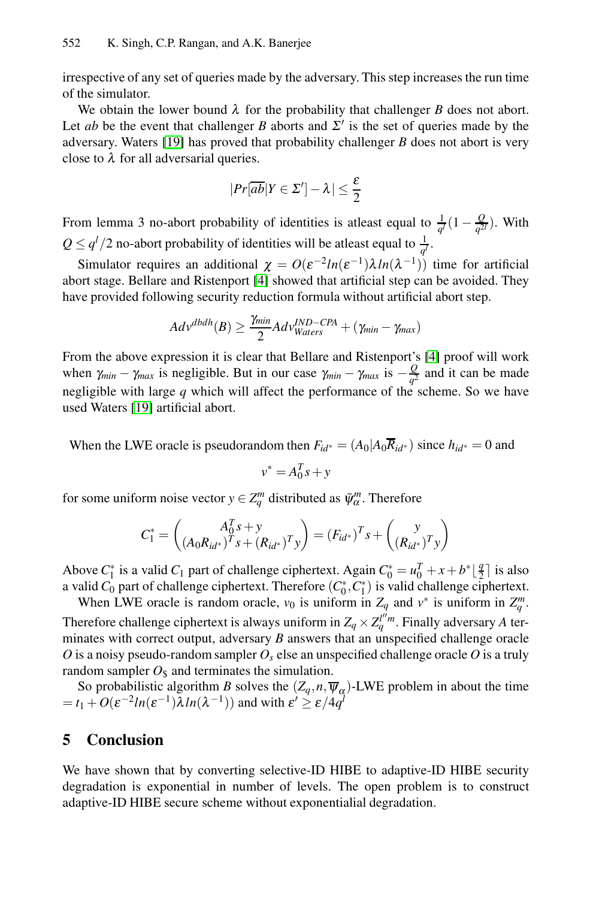irrespective of any set of queries made by the adversary. This step increases the run time of the simulator.

We obtain the lower bound $\lambda$ for the probability that challenger $B$ does not abort. Let $ab$ be the event that challenger $B$ aborts and $\Sigma'$ is the set of queries made by the adversary. Waters [19] has proved that probability challenger $B$ does not abort is very close to $\lambda$ for all adversarial queries.

$$|Pr[\overline{ab}|Y \in \Sigma'] - \lambda| \leq \frac{\varepsilon}{2}$$

From lemma 3 no-abort probability of identities is atleast equal to $\frac{1}{q^l}(1 - \frac{Q}{q^{2l}})$. With $Q \leq q^l/2$ no-abort probability of identities will be atleast equal to $\frac{1}{q^l}$.

Simulator requires an additional $\chi = O(\varepsilon^{-2} ln(\varepsilon^{-1})\lambda ln(\lambda^{-1}))$ time for artificial abort stage. Bellare and Ristenport [4] showed that artificial step can be avoided. They have provided following security reduction formula without artificial abort step.

$$Adv^{dbdh}(B) \geq \frac{\gamma_{min}}{2} Adv^{IND-CPA}_{Waters} + (\gamma_{min} - \gamma_{max})$$

From the above expression it is clear that Bellare and Ristenport's [4] proof will work when $\gamma_{min} - \gamma_{max}$ is negligible. But in our case $\gamma_{min} - \gamma_{max}$ is $-\frac{Q}{q^2}$ and it can be made negligible with large $q$ which will affect the performance of the scheme. So we have used Waters [19] artificial abort.

When the LWE oracle is pseudorandom then $F_{id^*} = (A_0|A_0\overline{R}_{id^*})$ since $h_{id^*} = 0$ and

$$v^* = A_0^T s + y$$

for some uniform noise vector $y \in Z_q^m$ distributed as $\bar{\Psi}_\alpha^m$. Therefore

$$C_1^* = \begin{pmatrix} A_0^T s + y \\ (A_0 R_{id^*})^T s + (R_{id^*})^T y \end{pmatrix} = (F_{id^*})^T s + \begin{pmatrix} y \\ (R_{id^*})^T y \end{pmatrix}$$

Above $C_1^*$ is a valid $C_1$ part of challenge ciphertext. Again $C_0^* = u_0^T + x + b^* \lfloor \frac{q}{2} \rceil$ is also a valid $C_0$ part of challenge ciphertext. Therefore $(C_0^*, C_1^*)$ is valid challenge ciphertext.

When LWE oracle is random oracle, $v_0$ is uniform in $Z_q$ and $v^*$ is uniform in $Z_q^m$. Therefore challenge ciphertext is always uniform in $Z_q \times Z_q^{l''m}$. Finally adversary $A$ terminates with correct output, adversary $B$ answers that an unspecified challenge oracle $O$ is a noisy pseudo-random sampler $O_s$ else an unspecified challenge oracle $O$ is a truly random sampler $O_\$$ and terminates the simulation.

So probabilistic algorithm $B$ solves the $(Z_q, n, \overline{\Psi}_\alpha)$-LWE problem in about the time $= t_1 + O(\varepsilon^{-2} ln(\varepsilon^{-1})\lambda ln(\lambda^{-1}))$ and with $\varepsilon' \geq \varepsilon/4q^l$

## 5 Conclusion

We have shown that by converting selective-ID HIBE to adaptive-ID HIBE security degradation is exponential in number of levels. The open problem is to construct adaptive-ID HIBE secure scheme without exponentialial degradation.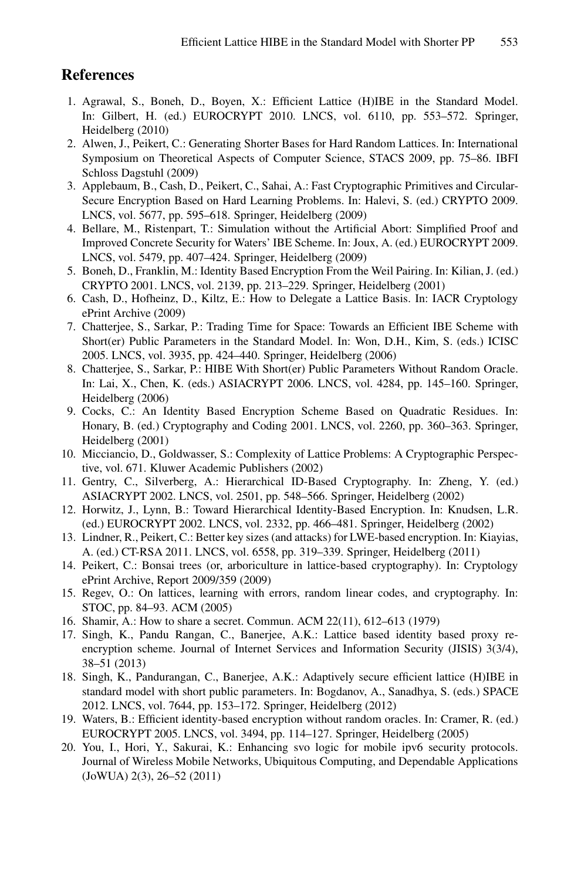## References

1. Agrawal, S., Boneh, D., Boyen, X.: Efficient Lattice (H)IBE in the Standard Model. In: Gilbert, H. (ed.) EUROCRYPT 2010. LNCS, vol. 6110, pp. 553–572. Springer, Heidelberg (2010)
2. Alwen, J., Peikert, C.: Generating Shorter Bases for Hard Random Lattices. In: International Symposium on Theoretical Aspects of Computer Science, STACS 2009, pp. 75–86. IBFI Schloss Dagstuhl (2009)
3. Applebaum, B., Cash, D., Peikert, C., Sahai, A.: Fast Cryptographic Primitives and Circular-Secure Encryption Based on Hard Learning Problems. In: Halevi, S. (ed.) CRYPTO 2009. LNCS, vol. 5677, pp. 595–618. Springer, Heidelberg (2009)
4. Bellare, M., Ristenpart, T.: Simulation without the Artificial Abort: Simplified Proof and Improved Concrete Security for Waters' IBE Scheme. In: Joux, A. (ed.) EUROCRYPT 2009. LNCS, vol. 5479, pp. 407–424. Springer, Heidelberg (2009)
5. Boneh, D., Franklin, M.: Identity Based Encryption From the Weil Pairing. In: Kilian, J. (ed.) CRYPTO 2001. LNCS, vol. 2139, pp. 213–229. Springer, Heidelberg (2001)
6. Cash, D., Hofheinz, D., Kiltz, E.: How to Delegate a Lattice Basis. In: IACR Cryptology ePrint Archive (2009)
7. Chatterjee, S., Sarkar, P.: Trading Time for Space: Towards an Efficient IBE Scheme with Short(er) Public Parameters in the Standard Model. In: Won, D.H., Kim, S. (eds.) ICISC 2005. LNCS, vol. 3935, pp. 424–440. Springer, Heidelberg (2006)
8. Chatterjee, S., Sarkar, P.: HIBE With Short(er) Public Parameters Without Random Oracle. In: Lai, X., Chen, K. (eds.) ASIACRYPT 2006. LNCS, vol. 4284, pp. 145–160. Springer, Heidelberg (2006)
9. Cocks, C.: An Identity Based Encryption Scheme Based on Quadratic Residues. In: Honary, B. (ed.) Cryptography and Coding 2001. LNCS, vol. 2260, pp. 360–363. Springer, Heidelberg (2001)
10. Micciancio, D., Goldwasser, S.: Complexity of Lattice Problems: A Cryptographic Perspective, vol. 671. Kluwer Academic Publishers (2002)
11. Gentry, C., Silverberg, A.: Hierarchical ID-Based Cryptography. In: Zheng, Y. (ed.) ASIACRYPT 2002. LNCS, vol. 2501, pp. 548–566. Springer, Heidelberg (2002)
12. Horwitz, J., Lynn, B.: Toward Hierarchical Identity-Based Encryption. In: Knudsen, L.R. (ed.) EUROCRYPT 2002. LNCS, vol. 2332, pp. 466–481. Springer, Heidelberg (2002)
13. Lindner, R., Peikert, C.: Better key sizes (and attacks) for LWE-based encryption. In: Kiayias, A. (ed.) CT-RSA 2011. LNCS, vol. 6558, pp. 319–339. Springer, Heidelberg (2011)
14. Peikert, C.: Bonsai trees (or, arboriculture in lattice-based cryptography). In: Cryptology ePrint Archive, Report 2009/359 (2009)
15. Regev, O.: On lattices, learning with errors, random linear codes, and cryptography. In: STOC, pp. 84–93. ACM (2005)
16. Shamir, A.: How to share a secret. Commun. ACM 22(11), 612–613 (1979)
17. Singh, K., Pandu Rangan, C., Banerjee, A.K.: Lattice based identity based proxy re-encryption scheme. Journal of Internet Services and Information Security (JISIS) 3(3/4), 38–51 (2013)
18. Singh, K., Pandurangan, C., Banerjee, A.K.: Adaptively secure efficient lattice (H)IBE in standard model with short public parameters. In: Bogdanov, A., Sanadhya, S. (eds.) SPACE 2012. LNCS, vol. 7644, pp. 153–172. Springer, Heidelberg (2012)
19. Waters, B.: Efficient identity-based encryption without random oracles. In: Cramer, R. (ed.) EUROCRYPT 2005. LNCS, vol. 3494, pp. 114–127. Springer, Heidelberg (2005)
20. You, I., Hori, Y., Sakurai, K.: Enhancing svo logic for mobile ipv6 security protocols. Journal of Wireless Mobile Networks, Ubiquitous Computing, and Dependable Applications (JoWUA) 2(3), 26–52 (2011)